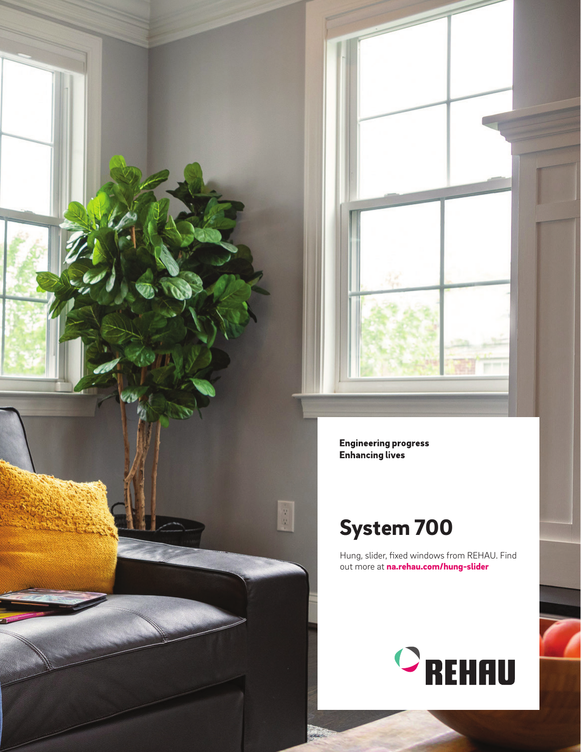**Engineering progress**
**Enhancing lives**

# System 700

Hung, slider, fixed windows from REHAU. Find out more at **na.rehau.com/hung-slider**

REHAU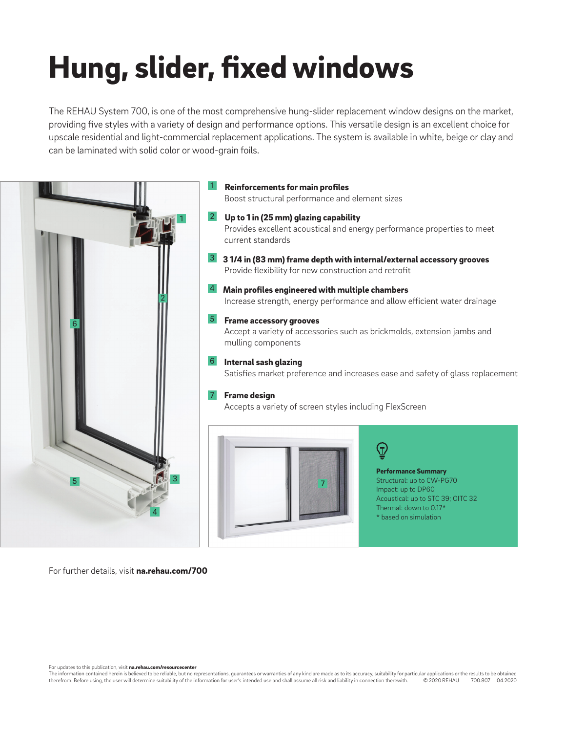# Hung, slider, fixed windows

The REHAU System 700, is one of the most comprehensive hung-slider replacement window designs on the market, providing five styles with a variety of design and performance options. This versatile design is an excellent choice for upscale residential and light-commercial replacement applications. The system is available in white, beige or clay and can be laminated with solid color or wood-grain foils.

1 **Reinforcements for main profiles**
Boost structural performance and element sizes

2 **Up to 1 in (25 mm) glazing capability**
Provides excellent acoustical and energy performance properties to meet current standards

3 **3 1/4 in (83 mm) frame depth with internal/external accessory grooves**
Provide flexibility for new construction and retrofit

4 **Main profiles engineered with multiple chambers**
Increase strength, energy performance and allow efficient water drainage

5 **Frame accessory grooves**
Accept a variety of accessories such as brickmolds, extension jambs and mulling components

6 **Internal sash glazing**
Satisfies market preference and increases ease and safety of glass replacement

7 **Frame design**
Accepts a variety of screen styles including FlexScreen

**Performance Summary**
Structural: up to CW-PG70
Impact: up to DP60
Acoustical: up to STC 39; OITC 32
Thermal: down to 0.17*
* based on simulation

For further details, visit **na.rehau.com/700**

For updates to this publication, visit **na.rehau.com/resourcecenter**
The information contained herein is believed to be reliable, but no representations, guarantees or warranties of any kind are made as to its accuracy, suitability for particular applications or the results to be obtained therefrom. Before using, the user will determine suitability of the information for user's intended use and shall assume all risk and liability in connection therewith. © 2020 REHAU 700.807 04.2020